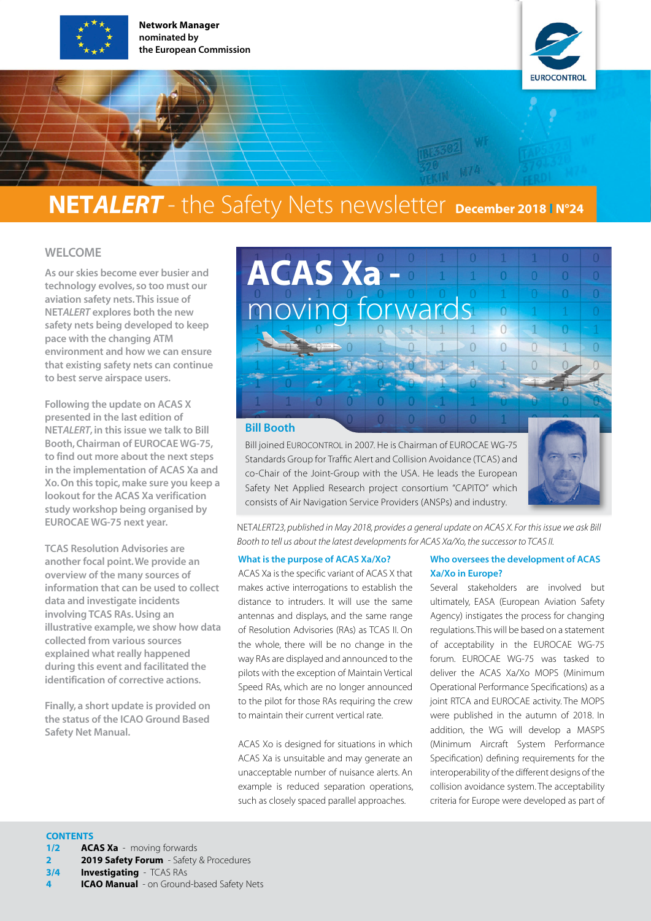Network Manager nominated by the European Commission

EUROCONTROL

# NET*ALERT* - the Safety Nets newsletter

**December 2018 | N°24**

## WELCOME

As our skies become ever busier and technology evolves, so too must our aviation safety nets. This issue of NET*ALERT* explores both the new safety nets being developed to keep pace with the changing ATM environment and how we can ensure that existing safety nets can continue to best serve airspace users.

Following the update on ACAS X presented in the last edition of NET*ALERT*, in this issue we talk to Bill Booth, Chairman of EUROCAE WG-75, to find out more about the next steps in the implementation of ACAS Xa and Xo. On this topic, make sure you keep a lookout for the ACAS Xa verification study workshop being organised by EUROCAE WG-75 next year.

TCAS Resolution Advisories are another focal point. We provide an overview of the many sources of information that can be used to collect data and investigate incidents involving TCAS RAs. Using an illustrative example, we show how data collected from various sources explained what really happened during this event and facilitated the identification of corrective actions.

Finally, a short update is provided on the status of the ICAO Ground Based Safety Net Manual.

# ACAS Xa - moving forwards

### Bill Booth

Bill joined EUROCONTROL in 2007. He is Chairman of EUROCAE WG-75 Standards Group for Traffic Alert and Collision Avoidance (TCAS) and co-Chair of the Joint-Group with the USA. He leads the European Safety Net Applied Research project consortium "CAPITO" which consists of Air Navigation Service Providers (ANSPs) and industry.

*NETALERT23, published in May 2018, provides a general update on ACAS X. For this issue we ask Bill Booth to tell us about the latest developments for ACAS Xa/Xo, the successor to TCAS II.*

### What is the purpose of ACAS Xa/Xo?

ACAS Xa is the specific variant of ACAS X that makes active interrogations to establish the distance to intruders. It will use the same antennas and displays, and the same range of Resolution Advisories (RAs) as TCAS II. On the whole, there will be no change in the way RAs are displayed and announced to the pilots with the exception of Maintain Vertical Speed RAs, which are no longer announced to the pilot for those RAs requiring the crew to maintain their current vertical rate.

ACAS Xo is designed for situations in which ACAS Xa is unsuitable and may generate an unacceptable number of nuisance alerts. An example is reduced separation operations, such as closely spaced parallel approaches.

### Who oversees the development of ACAS Xa/Xo in Europe?

Several stakeholders are involved but ultimately, EASA (European Aviation Safety Agency) instigates the process for changing regulations. This will be based on a statement of acceptability in the EUROCAE WG-75 forum. EUROCAE WG-75 was tasked to deliver the ACAS Xa/Xo MOPS (Minimum Operational Performance Specifications) as a joint RTCA and EUROCAE activity. The MOPS were published in the autumn of 2018. In addition, the WG will develop a MASPS (Minimum Aircraft System Performance Specification) defining requirements for the interoperability of the different designs of the collision avoidance system. The acceptability criteria for Europe were developed as part of

**CONTENTS**

- **1/2** **ACAS Xa** - moving forwards
- **2** **2019 Safety Forum** - Safety & Procedures
- **3/4** **Investigating** - TCAS RAs
- **4** **ICAO Manual** - on Ground-based Safety Nets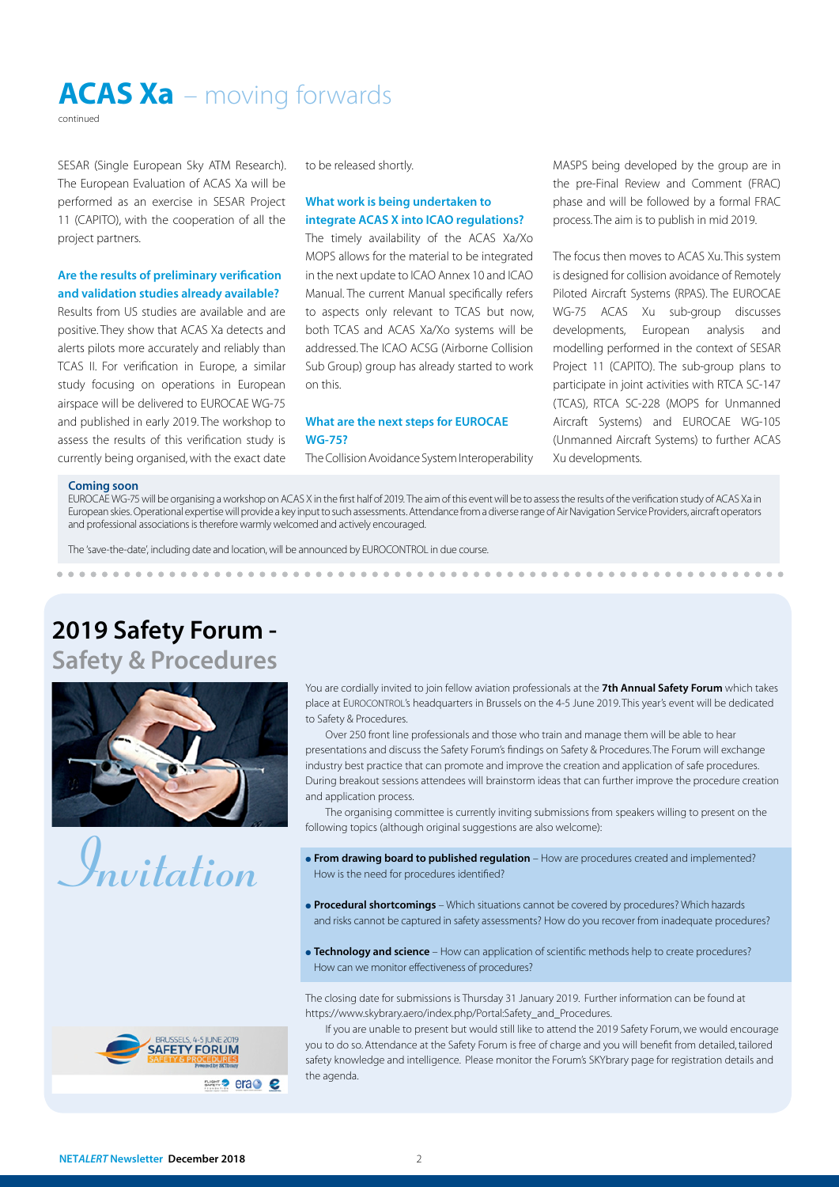# ACAS Xa – moving forwards

continued

SESAR (Single European Sky ATM Research). The European Evaluation of ACAS Xa will be performed as an exercise in SESAR Project 11 (CAPITO), with the cooperation of all the project partners.

### Are the results of preliminary verification and validation studies already available?

Results from US studies are available and are positive. They show that ACAS Xa detects and alerts pilots more accurately and reliably than TCAS II. For verification in Europe, a similar study focusing on operations in European airspace will be delivered to EUROCAE WG-75 and published in early 2019. The workshop to assess the results of this verification study is currently being organised, with the exact date to be released shortly.

### What work is being undertaken to integrate ACAS X into ICAO regulations?

The timely availability of the ACAS Xa/Xo MOPS allows for the material to be integrated in the next update to ICAO Annex 10 and ICAO Manual. The current Manual specifically refers to aspects only relevant to TCAS but now, both TCAS and ACAS Xa/Xo systems will be addressed. The ICAO ACSG (Airborne Collision Sub Group) group has already started to work on this.

### What are the next steps for EUROCAE WG-75?

The Collision Avoidance System Interoperability MASPS being developed by the group are in the pre-Final Review and Comment (FRAC) phase and will be followed by a formal FRAC process. The aim is to publish in mid 2019.

The focus then moves to ACAS Xu. This system is designed for collision avoidance of Remotely Piloted Aircraft Systems (RPAS). The EUROCAE WG-75 ACAS Xu sub-group discusses developments, European analysis and modelling performed in the context of SESAR Project 11 (CAPITO). The sub-group plans to participate in joint activities with RTCA SC-147 (TCAS), RTCA SC-228 (MOPS for Unmanned Aircraft Systems) and EUROCAE WG-105 (Unmanned Aircraft Systems) to further ACAS Xu developments.

**Coming soon**

EUROCAE WG-75 will be organising a workshop on ACAS X in the first half of 2019. The aim of this event will be to assess the results of the verification study of ACAS Xa in European skies. Operational expertise will provide a key input to such assessments. Attendance from a diverse range of Air Navigation Service Providers, aircraft operators and professional associations is therefore warmly welcomed and actively encouraged.

The 'save-the-date', including date and location, will be announced by EUROCONTROL in due course.

# 2019 Safety Forum - Safety & Procedures

*Invitation*

You are cordially invited to join fellow aviation professionals at the **7th Annual Safety Forum** which takes place at EUROCONTROL's headquarters in Brussels on the 4-5 June 2019. This year's event will be dedicated to Safety & Procedures.

Over 250 front line professionals and those who train and manage them will be able to hear presentations and discuss the Safety Forum's findings on Safety & Procedures. The Forum will exchange industry best practice that can promote and improve the creation and application of safe procedures. During breakout sessions attendees will brainstorm ideas that can further improve the procedure creation and application process.

The organising committee is currently inviting submissions from speakers willing to present on the following topics (although original suggestions are also welcome):

- **From drawing board to published regulation** – How are procedures created and implemented? How is the need for procedures identified?
- **Procedural shortcomings** – Which situations cannot be covered by procedures? Which hazards and risks cannot be captured in safety assessments? How do you recover from inadequate procedures?
- **Technology and science** – How can application of scientific methods help to create procedures? How can we monitor effectiveness of procedures?

The closing date for submissions is Thursday 31 January 2019. Further information can be found at https://www.skybrary.aero/index.php/Portal:Safety_and_Procedures.

If you are unable to present but would still like to attend the 2019 Safety Forum, we would encourage you to do so. Attendance at the Safety Forum is free of charge and you will benefit from detailed, tailored safety knowledge and intelligence. Please monitor the Forum's SKYbrary page for registration details and the agenda.

BRUSSELS, 4-5 JUNE 2019 SAFETY FORUM SAFETY & PROCEDURES Powered by SKYbrary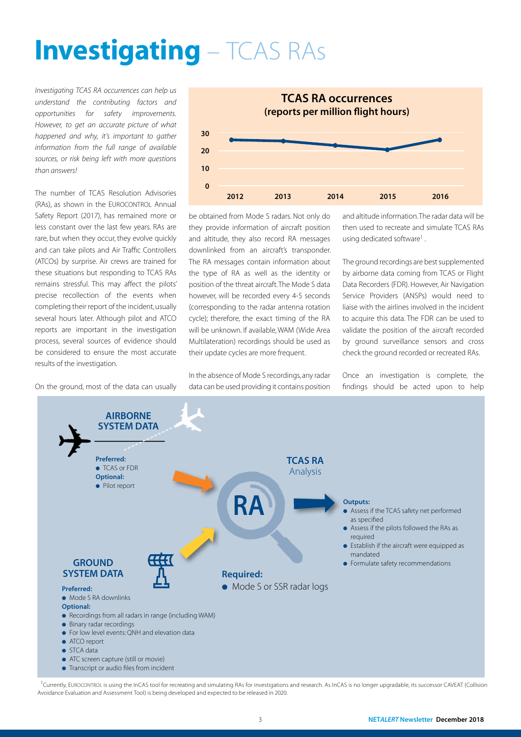# **Investigating** – TCAS RAs

*Investigating TCAS RA occurrences can help us understand the contributing factors and opportunities for safety improvements. However, to get an accurate picture of what happened and why, it's important to gather information from the full range of available sources, or risk being left with more questions than answers!*

The number of TCAS Resolution Advisories (RAs), as shown in the EUROCONTROL Annual Safety Report (2017), has remained more or less constant over the last few years. RAs are rare, but when they occur, they evolve quickly and can take pilots and Air Traffic Controllers (ATCOs) by surprise. Air crews are trained for these situations but responding to TCAS RAs remains stressful. This may affect the pilots' precise recollection of the events when completing their report of the incident, usually several hours later. Although pilot and ATCO reports are important in the investigation process, several sources of evidence should be considered to ensure the most accurate results of the investigation.

**TCAS RA occurrences (reports per million flight hours)**

| Year | 2012 | 2013 | 2014 | 2015 | 2016 |
|---|---|---|---|---|---|

On the ground, most of the data can usually be obtained from Mode S radars. Not only do they provide information of aircraft position and altitude, they also record RA messages downlinked from an aircraft's transponder. The RA messages contain information about the type of RA as well as the identity or position of the threat aircraft. The Mode S data however, will be recorded every 4-5 seconds (corresponding to the radar antenna rotation cycle); therefore, the exact timing of the RA will be unknown. If available, WAM (Wide Area Multilateration) recordings should be used as their update cycles are more frequent.

In the absence of Mode S recordings, any radar data can be used providing it contains position and altitude information. The radar data will be then used to recreate and simulate TCAS RAs using dedicated software[1].

The ground recordings are best supplemented by airborne data coming from TCAS or Flight Data Recorders (FDR). However, Air Navigation Service Providers (ANSPs) would need to liaise with the airlines involved in the incident to acquire this data. The FDR can be used to validate the position of the aircraft recorded by ground surveillance sensors and cross check the ground recorded or recreated RAs.

Once an investigation is complete, the findings should be acted upon to help

**AIRBORNE SYSTEM DATA**

**Preferred:**
- TCAS or FDR

**Optional:**
- Pilot report

**TCAS RA** Analysis

**RA**

**Outputs:**
- Assess if the TCAS safety net performed as specified
- Assess if the pilots followed the RAs as required
- Establish if the aircraft were equipped as mandated
- Formulate safety recommendations

**GROUND SYSTEM DATA**

**Preferred:**
- Mode S RA downlinks

**Optional:**
- Recordings from all radars in range (including WAM)
- Binary radar recordings
- For low level events: QNH and elevation data
- ATCO report
- STCA data
- ATC screen capture (still or movie)
- Transcript or audio files from incident

**Required:**
- Mode S or SSR radar logs

[1] Currently, EUROCONTROL is using the InCAS tool for recreating and simulating RAs for investigations and research. As InCAS is no longer upgradable, its successor CAVEAT (Collision Avoidance Evaluation and Assessment Tool) is being developed and expected to be released in 2020.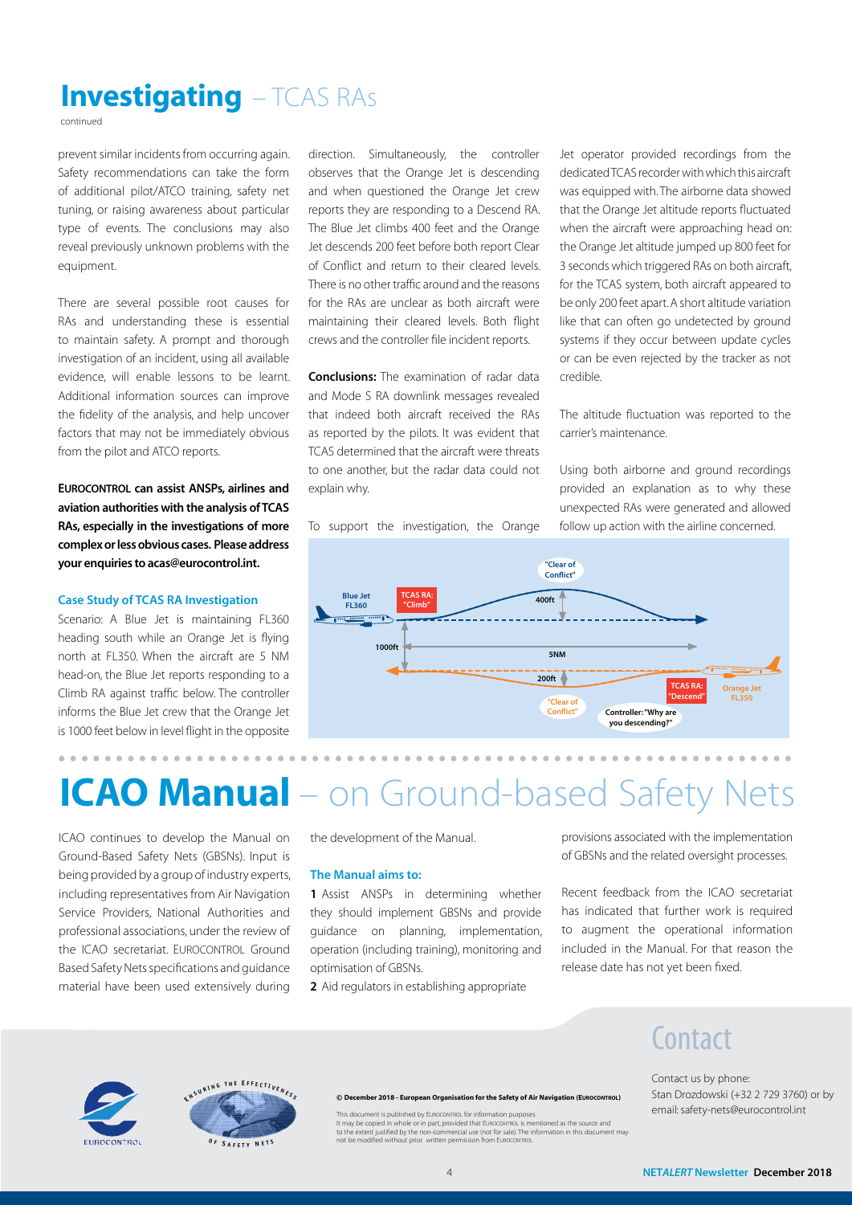# Investigating – TCAS RAs

continued

prevent similar incidents from occurring again. Safety recommendations can take the form of additional pilot/ATCO training, safety net tuning, or raising awareness about particular type of events. The conclusions may also reveal previously unknown problems with the equipment.

There are several possible root causes for RAs and understanding these is essential to maintain safety. A prompt and thorough investigation of an incident, using all available evidence, will enable lessons to be learnt. Additional information sources can improve the fidelity of the analysis, and help uncover factors that may not be immediately obvious from the pilot and ATCO reports.

**EUROCONTROL can assist ANSPs, airlines and aviation authorities with the analysis of TCAS RAs, especially in the investigations of more complex or less obvious cases. Please address your enquiries to acas@eurocontrol.int.**

### Case Study of TCAS RA Investigation

Scenario: A Blue Jet is maintaining FL360 heading south while an Orange Jet is flying north at FL350. When the aircraft are 5 NM head-on, the Blue Jet reports responding to a Climb RA against traffic below. The controller informs the Blue Jet crew that the Orange Jet is 1000 feet below in level flight in the opposite direction. Simultaneously, the controller observes that the Orange Jet is descending and when questioned the Orange Jet crew reports they are responding to a Descend RA. The Blue Jet climbs 400 feet and the Orange Jet descends 200 feet before both report Clear of Conflict and return to their cleared levels. There is no other traffic around and the reasons for the RAs are unclear as both aircraft were maintaining their cleared levels. Both flight crews and the controller file incident reports.

**Conclusions:** The examination of radar data and Mode S RA downlink messages revealed that indeed both aircraft received the RAs as reported by the pilots. It was evident that TCAS determined that the aircraft were threats to one another, but the radar data could not explain why.

To support the investigation, the Orange Jet operator provided recordings from the dedicated TCAS recorder with which this aircraft was equipped with. The airborne data showed that the Orange Jet altitude reports fluctuated when the aircraft were approaching head on: the Orange Jet altitude jumped up 800 feet for 3 seconds which triggered RAs on both aircraft, for the TCAS system, both aircraft appeared to be only 200 feet apart. A short altitude variation like that can often go undetected by ground systems if they occur between update cycles or can be even rejected by the tracker as not credible.

The altitude fluctuation was reported to the carrier's maintenance.

Using both airborne and ground recordings provided an explanation as to why these unexpected RAs were generated and allowed follow up action with the airline concerned.

Blue Jet FL360
TCAS RA: "Climb"
"Clear of Conflict"
400ft
1000ft
5NM
200ft
"Clear of Conflict"
TCAS RA: "Descend"
Orange Jet FL350
Controller: "Why are you descending?"

# ICAO Manual – on Ground-based Safety Nets

ICAO continues to develop the Manual on Ground-Based Safety Nets (GBSNs). Input is being provided by a group of industry experts, including representatives from Air Navigation Service Providers, National Authorities and professional associations, under the review of the ICAO secretariat. EUROCONTROL Ground Based Safety Nets specifications and guidance material have been used extensively during the development of the Manual.

### The Manual aims to:

**1** Assist ANSPs in determining whether they should implement GBSNs and provide guidance on planning, implementation, operation (including training), monitoring and optimisation of GBSNs.

**2** Aid regulators in establishing appropriate provisions associated with the implementation of GBSNs and the related oversight processes.

Recent feedback from the ICAO secretariat has indicated that further work is required to augment the operational information included in the Manual. For that reason the release date has not yet been fixed.

## Contact

Contact us by phone:
Stan Drozdowski (+32 2 729 3760) or by email: safety-nets@eurocontrol.int

**© December 2018 - European Organisation for the Safety of Air Navigation (EUROCONTROL)**

This document is published by EUROCONTROL for information purposes. It may be copied in whole or in part, provided that EUROCONTROL is mentioned as the source and to the extent justified by the non-commercial use (not for sale). The information in this document may not be modified without prior written permission from EUROCONTROL.